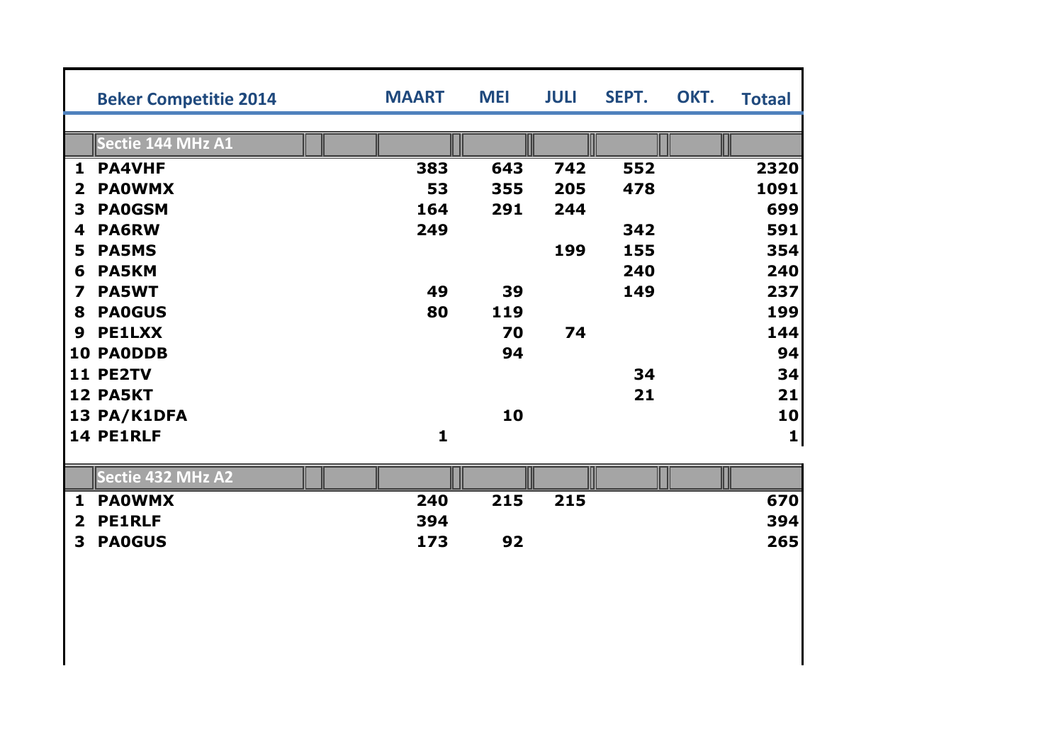# Beker Competitie 2014

|  | Beker Competitie 2014 | MAART | MEI | JULI | SEPT. | OKT. | Totaal |
|---|---|---|---|---|---|---|---|
|  | **Sectie 144 MHz A1** |  |  |  |  |  |  |
| 1 | PA4VHF | 383 | 643 | 742 | 552 |  | 2320 |
| 2 | PA0WMX | 53 | 355 | 205 | 478 |  | 1091 |
| 3 | PA0GSM | 164 | 291 | 244 |  |  | 699 |
| 4 | PA6RW | 249 |  |  | 342 |  | 591 |
| 5 | PA5MS |  |  | 199 | 155 |  | 354 |
| 6 | PA5KM |  |  |  | 240 |  | 240 |
| 7 | PA5WT | 49 | 39 |  | 149 |  | 237 |
| 8 | PA0GUS | 80 | 119 |  |  |  | 199 |
| 9 | PE1LXX |  | 70 | 74 |  |  | 144 |
| 10 | PA0DDB |  | 94 |  |  |  | 94 |
| 11 | PE2TV |  |  |  | 34 |  | 34 |
| 12 | PA5KT |  |  |  | 21 |  | 21 |
| 13 | PA/K1DFA |  | 10 |  |  |  | 10 |
| 14 | PE1RLF | 1 |  |  |  |  | 1 |
|  | **Sectie 432 MHz A2** |  |  |  |  |  |  |
| 1 | PA0WMX | 240 | 215 | 215 |  |  | 670 |
| 2 | PE1RLF | 394 |  |  |  |  | 394 |
| 3 | PA0GUS | 173 | 92 |  |  |  | 265 |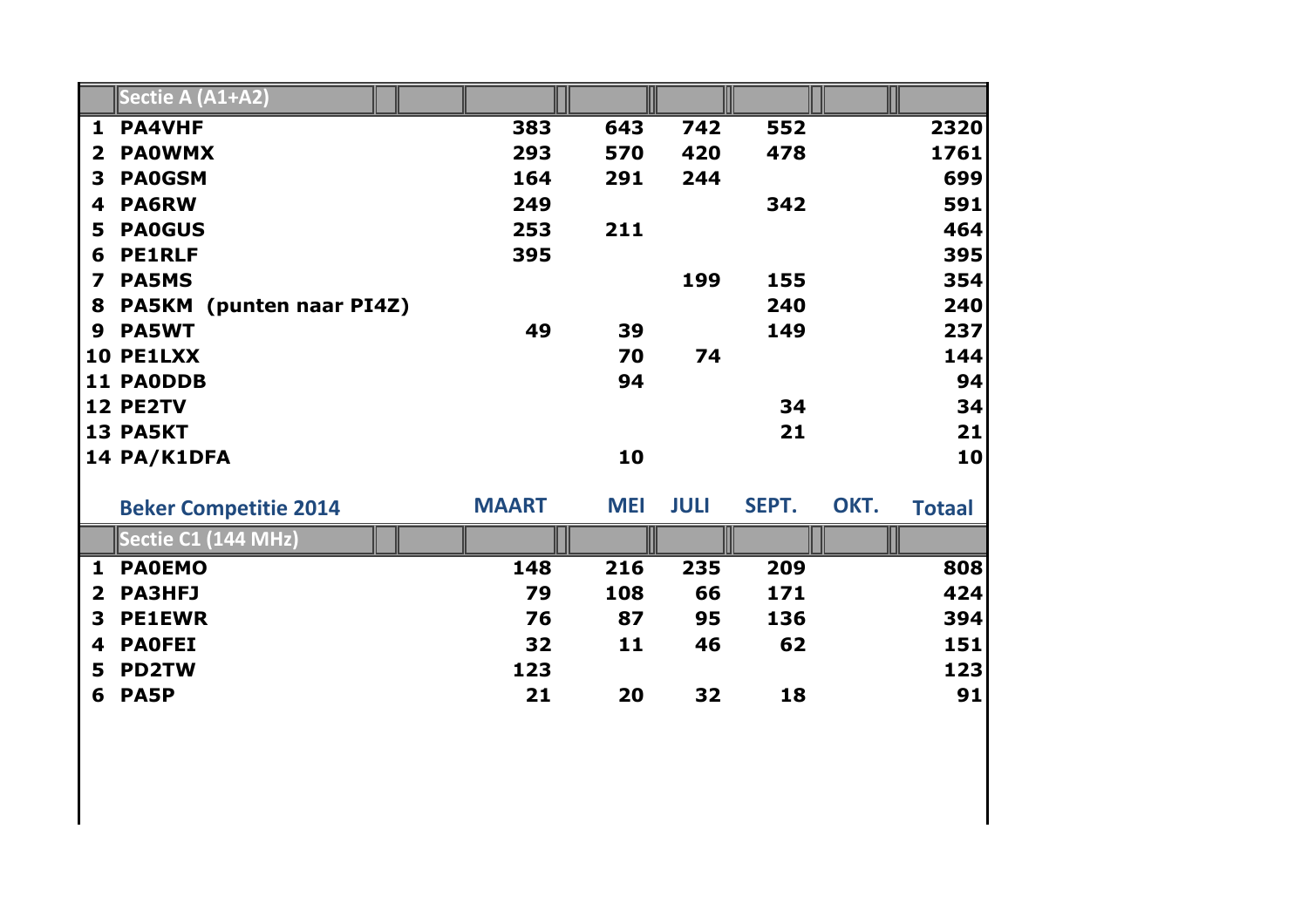| | Sectie A (A1+A2) | | | | | | |
|---|---|---|---|---|---|---|---|
| **1** | **PA4VHF** | **383** | **643** | **742** | **552** | | **2320** |
| **2** | **PA0WMX** | **293** | **570** | **420** | **478** | | **1761** |
| **3** | **PA0GSM** | **164** | **291** | **244** | | | **699** |
| **4** | **PA6RW** | **249** | | | **342** | | **591** |
| **5** | **PA0GUS** | **253** | **211** | | | | **464** |
| **6** | **PE1RLF** | **395** | | | | | **395** |
| **7** | **PA5MS** | | | **199** | **155** | | **354** |
| **8** | **PA5KM (punten naar PI4Z)** | | | | **240** | | **240** |
| **9** | **PA5WT** | **49** | **39** | | **149** | | **237** |
| **10** | **PE1LXX** | | **70** | **74** | | | **144** |
| **11** | **PA0DDB** | | **94** | | | | **94** |
| **12** | **PE2TV** | | | | **34** | | **34** |
| **13** | **PA5KT** | | | | **21** | | **21** |
| **14** | **PA/K1DFA** | | **10** | | | | **10** |

| | Beker Competitie 2014 | MAART | MEI | JULI | SEPT. | OKT. | Totaal |
|---|---|---|---|---|---|---|---|
| | Sectie C1 (144 MHz) | | | | | | |
| **1** | **PA0EMO** | **148** | **216** | **235** | **209** | | **808** |
| **2** | **PA3HFJ** | **79** | **108** | **66** | **171** | | **424** |
| **3** | **PE1EWR** | **76** | **87** | **95** | **136** | | **394** |
| **4** | **PA0FEI** | **32** | **11** | **46** | **62** | | **151** |
| **5** | **PD2TW** | **123** | | | | | **123** |
| **6** | **PA5P** | **21** | **20** | **32** | **18** | | **91** |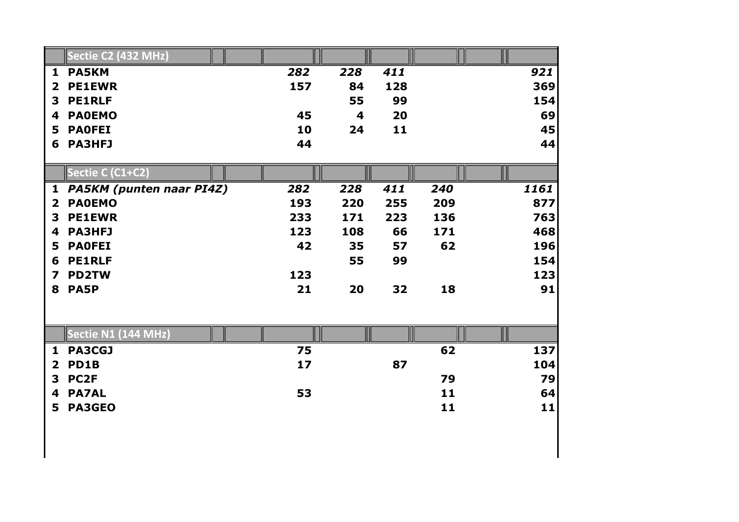| | Sectie C2 (432 MHz) | | | | | | |
|---|---|---|---|---|---|---|---|
| **1** | **PA5KM** | ***282*** | ***228*** | ***411*** | | | ***921*** |
| **2** | **PE1EWR** | **157** | **84** | **128** | | | **369** |
| **3** | **PE1RLF** | | **55** | **99** | | | **154** |
| **4** | **PA0EMO** | **45** | **4** | **20** | | | **69** |
| **5** | **PA0FEI** | **10** | **24** | **11** | | | **45** |
| **6** | **PA3HFJ** | **44** | | | | | **44** |

| | Sectie C (C1+C2) | | | | | | |
|---|---|---|---|---|---|---|---|
| **1** | ***PA5KM (punten naar PI4Z)*** | ***282*** | ***228*** | ***411*** | ***240*** | | ***1161*** |
| **2** | **PA0EMO** | **193** | **220** | **255** | **209** | | **877** |
| **3** | **PE1EWR** | **233** | **171** | **223** | **136** | | **763** |
| **4** | **PA3HFJ** | **123** | **108** | **66** | **171** | | **468** |
| **5** | **PA0FEI** | **42** | **35** | **57** | **62** | | **196** |
| **6** | **PE1RLF** | | **55** | **99** | | | **154** |
| **7** | **PD2TW** | **123** | | | | | **123** |
| **8** | **PA5P** | **21** | **20** | **32** | **18** | | **91** |

| | Sectie N1 (144 MHz) | | | | | | |
|---|---|---|---|---|---|---|---|
| **1** | **PA3CGJ** | **75** | | | **62** | | **137** |
| **2** | **PD1B** | **17** | | **87** | | | **104** |
| **3** | **PC2F** | | | | **79** | | **79** |
| **4** | **PA7AL** | **53** | | | **11** | | **64** |
| **5** | **PA3GEO** | | | | **11** | | **11** |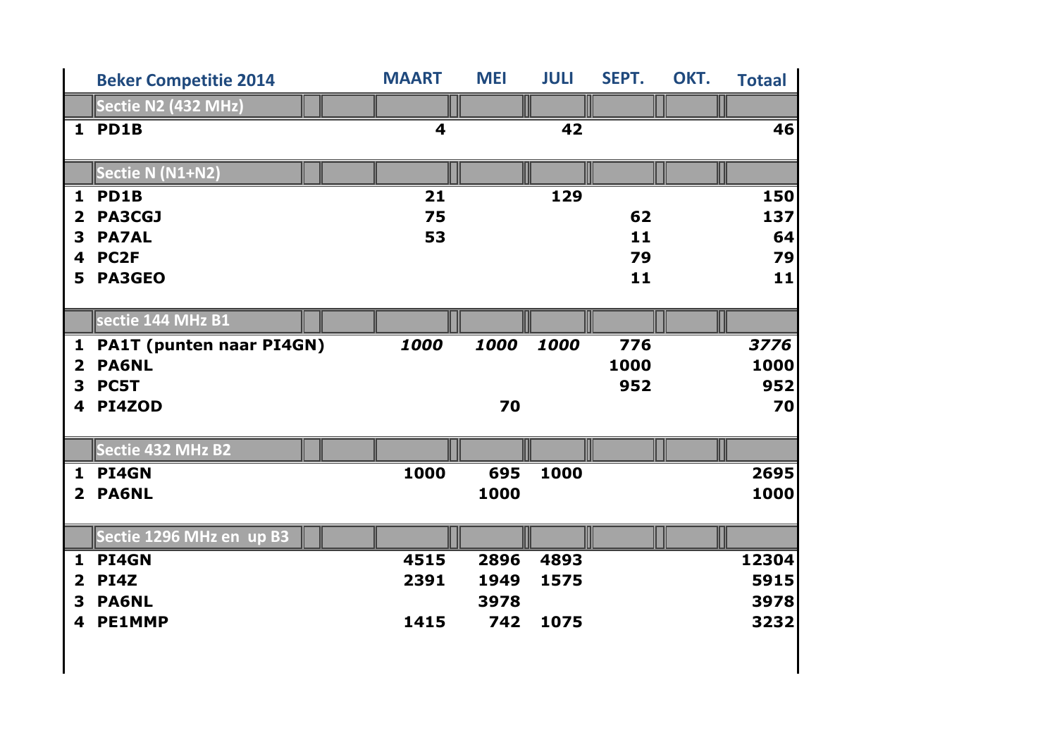| | Beker Competitie 2014 | MAART | MEI | JULI | SEPT. | OKT. | Totaal |
|---|---|---|---|---|---|---|---|
| | **Sectie N2 (432 MHz)** | | | | | | |
| 1 | **PD1B** | **4** | | **42** | | | **46** |
| | **Sectie N (N1+N2)** | | | | | | |
| 1 | **PD1B** | **21** | | **129** | | | **150** |
| 2 | **PA3CGJ** | **75** | | | **62** | | **137** |
| 3 | **PA7AL** | **53** | | | **11** | | **64** |
| 4 | **PC2F** | | | | **79** | | **79** |
| 5 | **PA3GEO** | | | | **11** | | **11** |
| | **sectie 144 MHz B1** | | | | | | |
| 1 | **PA1T (punten naar PI4GN)** | ***1000*** | ***1000*** | ***1000*** | **776** | | ***3776*** |
| 2 | **PA6NL** | | | | **1000** | | **1000** |
| 3 | **PC5T** | | | | **952** | | **952** |
| 4 | **PI4ZOD** | | **70** | | | | **70** |
| | **Sectie 432 MHz B2** | | | | | | |
| 1 | **PI4GN** | **1000** | **695** | **1000** | | | **2695** |
| 2 | **PA6NL** | | **1000** | | | | **1000** |
| | **Sectie 1296 MHz en up B3** | | | | | | |
| 1 | **PI4GN** | **4515** | **2896** | **4893** | | | **12304** |
| 2 | **PI4Z** | **2391** | **1949** | **1575** | | | **5915** |
| 3 | **PA6NL** | | **3978** | | | | **3978** |
| 4 | **PE1MMP** | **1415** | **742** | **1075** | | | **3232** |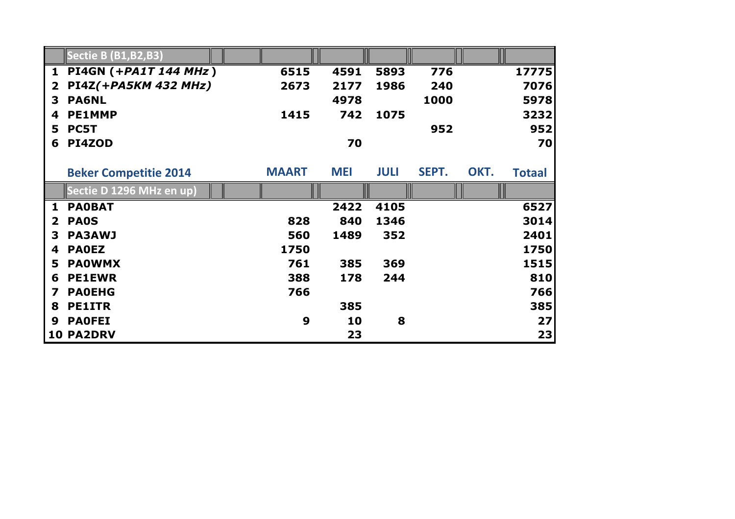| | Sectie B (B1,B2,B3) | | | | | | |
|---|---|---|---|---|---|---|---|
| 1 | PI4GN (+*PA1T 144 MHz* ) | 6515 | 4591 | 5893 | 776 | | 17775 |
| 2 | PI4Z*(+PA5KM 432 MHz)* | 2673 | 2177 | 1986 | 240 | | 7076 |
| 3 | PA6NL | | 4978 | | 1000 | | 5978 |
| 4 | PE1MMP | 1415 | 742 | 1075 | | | 3232 |
| 5 | PC5T | | | | 952 | | 952 |
| 6 | PI4ZOD | | 70 | | | | 70 |

| | Beker Competitie 2014 | MAART | MEI | JULI | SEPT. | OKT. | Totaal |
|---|---|---|---|---|---|---|---|
| | Sectie D 1296 MHz en up) | | | | | | |
| 1 | PA0BAT | | 2422 | 4105 | | | 6527 |
| 2 | PA0S | 828 | 840 | 1346 | | | 3014 |
| 3 | PA3AWJ | 560 | 1489 | 352 | | | 2401 |
| 4 | PA0EZ | 1750 | | | | | 1750 |
| 5 | PA0WMX | 761 | 385 | 369 | | | 1515 |
| 6 | PE1EWR | 388 | 178 | 244 | | | 810 |
| 7 | PA0EHG | 766 | | | | | 766 |
| 8 | PE1ITR | | 385 | | | | 385 |
| 9 | PA0FEI | 9 | 10 | 8 | | | 27 |
| 10 | PA2DRV | | 23 | | | | 23 |